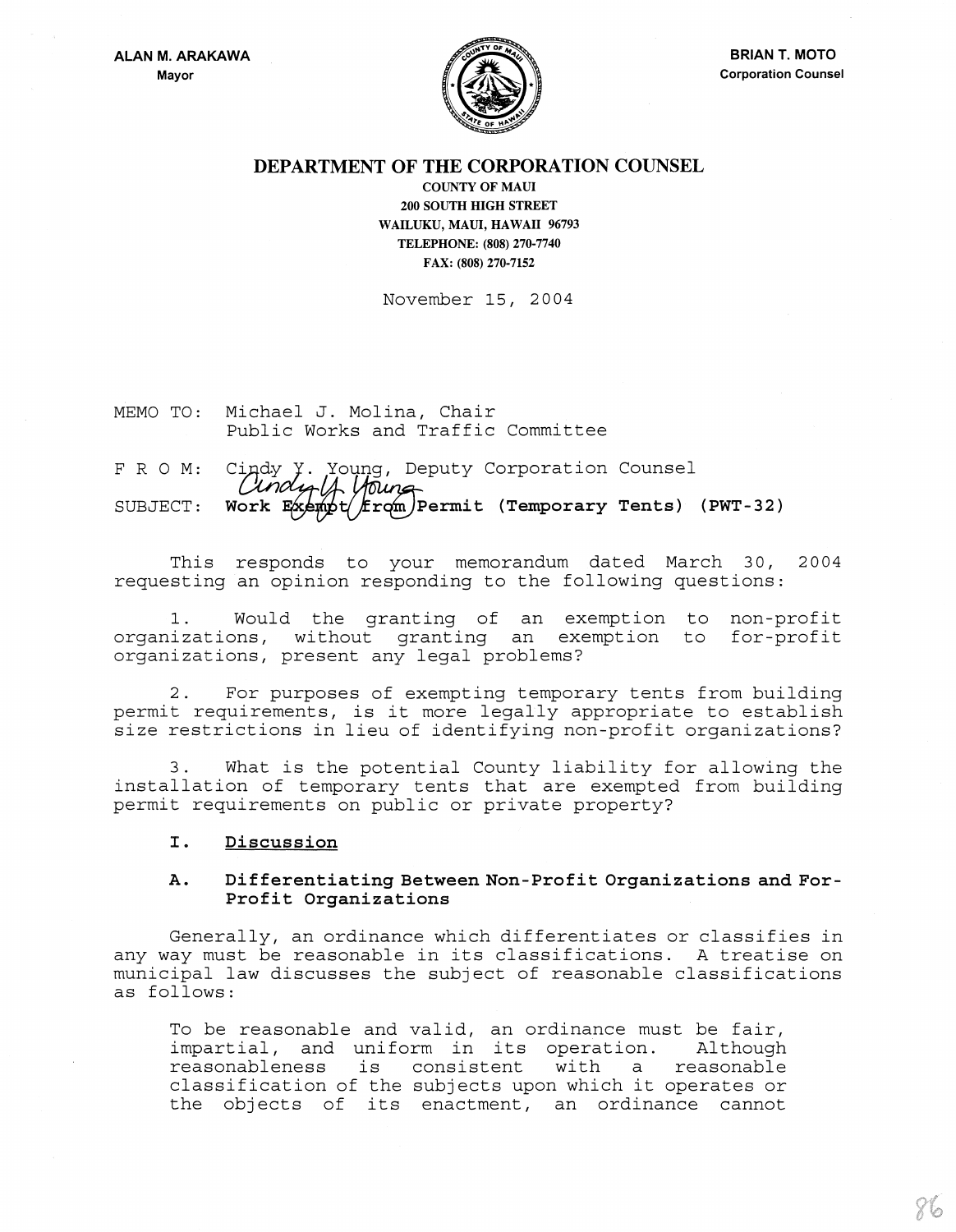ALAN M. ARAKAWA
Mayor

BRIAN T. MOTO
Corporation Counsel

# DEPARTMENT OF THE CORPORATION COUNSEL

COUNTY OF MAUI
200 SOUTH HIGH STREET
WAILUKU, MAUI, HAWAII 96793
TELEPHONE: (808) 270-7740
FAX: (808) 270-7152

November 15, 2004

MEMO TO: Michael J. Molina, Chair
Public Works and Traffic Committee

F R O M: Cindy Y. Young, Deputy Corporation Counsel

SUBJECT: **Work Exempt from Permit (Temporary Tents) (PWT-32)**

This responds to your memorandum dated March 30, 2004 requesting an opinion responding to the following questions:

1. Would the granting of an exemption to non-profit organizations, without granting an exemption to for-profit organizations, present any legal problems?

2. For purposes of exempting temporary tents from building permit requirements, is it more legally appropriate to establish size restrictions in lieu of identifying non-profit organizations?

3. What is the potential County liability for allowing the installation of temporary tents that are exempted from building permit requirements on public or private property?

## I. Discussion

### A. Differentiating Between Non-Profit Organizations and For-Profit Organizations

Generally, an ordinance which differentiates or classifies in any way must be reasonable in its classifications. A treatise on municipal law discusses the subject of reasonable classifications as follows:

> To be reasonable and valid, an ordinance must be fair, impartial, and uniform in its operation. Although reasonableness is consistent with a reasonable classification of the subjects upon which it operates or the objects of its enactment, an ordinance cannot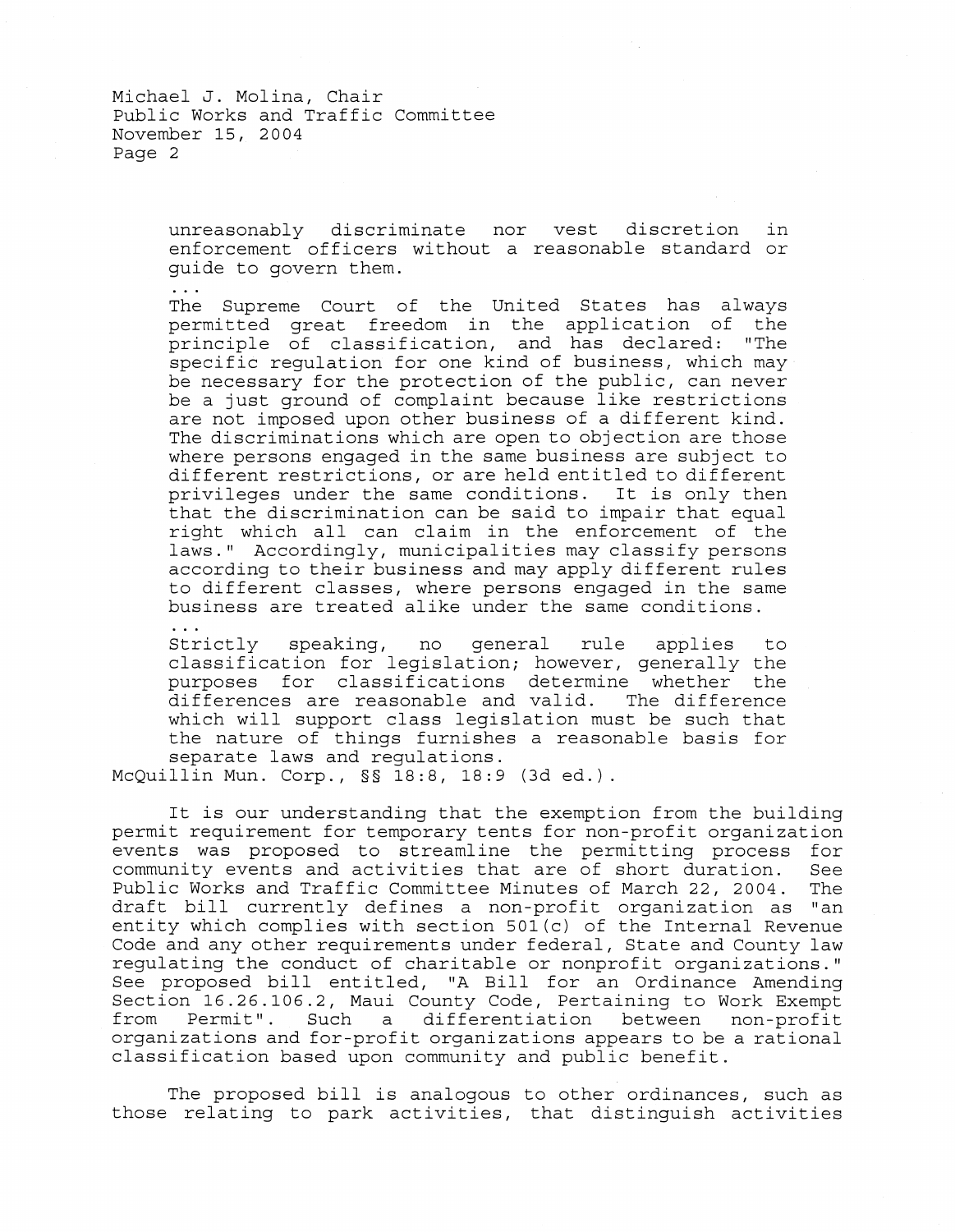> unreasonably discriminate nor vest discretion in enforcement officers without a reasonable standard or guide to govern them.
>
> ...
>
> The Supreme Court of the United States has always permitted great freedom in the application of the principle of classification, and has declared: "The specific regulation for one kind of business, which may be necessary for the protection of the public, can never be a just ground of complaint because like restrictions are not imposed upon other business of a different kind. The discriminations which are open to objection are those where persons engaged in the same business are subject to different restrictions, or are held entitled to different privileges under the same conditions. It is only then that the discrimination can be said to impair that equal right which all can claim in the enforcement of the laws." Accordingly, municipalities may classify persons according to their business and may apply different rules to different classes, where persons engaged in the same business are treated alike under the same conditions.
>
> ...
>
> Strictly speaking, no general rule applies to classification for legislation; however, generally the purposes for classifications determine whether the differences are reasonable and valid. The difference which will support class legislation must be such that the nature of things furnishes a reasonable basis for separate laws and regulations.

McQuillin Mun. Corp., §§ 18:8, 18:9 (3d ed.).

It is our understanding that the exemption from the building permit requirement for temporary tents for non-profit organization events was proposed to streamline the permitting process for community events and activities that are of short duration. See Public Works and Traffic Committee Minutes of March 22, 2004. The draft bill currently defines a non-profit organization as "an entity which complies with section 501(c) of the Internal Revenue Code and any other requirements under federal, State and County law regulating the conduct of charitable or nonprofit organizations." See proposed bill entitled, "A Bill for an Ordinance Amending Section 16.26.106.2, Maui County Code, Pertaining to Work Exempt from Permit". Such a differentiation between non-profit organizations and for-profit organizations appears to be a rational classification based upon community and public benefit.

The proposed bill is analogous to other ordinances, such as those relating to park activities, that distinguish activities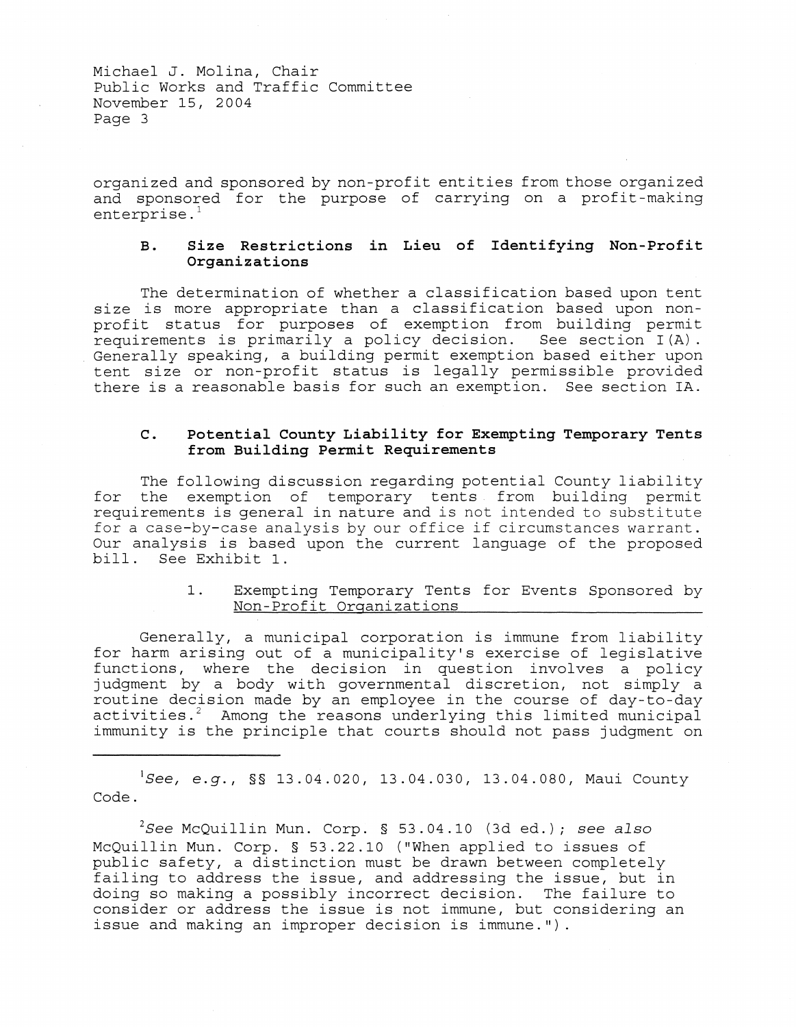organized and sponsored by non-profit entities from those organized and sponsored for the purpose of carrying on a profit-making enterprise.[1]

### B. Size Restrictions in Lieu of Identifying Non-Profit Organizations

The determination of whether a classification based upon tent size is more appropriate than a classification based upon non-profit status for purposes of exemption from building permit requirements is primarily a policy decision. See section I(A). Generally speaking, a building permit exemption based either upon tent size or non-profit status is legally permissible provided there is a reasonable basis for such an exemption. See section IA.

### C. Potential County Liability for Exempting Temporary Tents from Building Permit Requirements

The following discussion regarding potential County liability for the exemption of temporary tents from building permit requirements is general in nature and is not intended to substitute for a case-by-case analysis by our office if circumstances warrant. Our analysis is based upon the current language of the proposed bill. See Exhibit 1.

#### 1. Exempting Temporary Tents for Events Sponsored by Non-Profit Organizations

Generally, a municipal corporation is immune from liability for harm arising out of a municipality's exercise of legislative functions, where the decision in question involves a policy judgment by a body with governmental discretion, not simply a routine decision made by an employee in the course of day-to-day activities.[2] Among the reasons underlying this limited municipal immunity is the principle that courts should not pass judgment on

---

[1] *See, e.g.*, §§ 13.04.020, 13.04.030, 13.04.080, Maui County Code.

[2] *See* McQuillin Mun. Corp. § 53.04.10 (3d ed.); *see also* McQuillin Mun. Corp. § 53.22.10 ("When applied to issues of public safety, a distinction must be drawn between completely failing to address the issue, and addressing the issue, but in doing so making a possibly incorrect decision. The failure to consider or address the issue is not immune, but considering an issue and making an improper decision is immune.").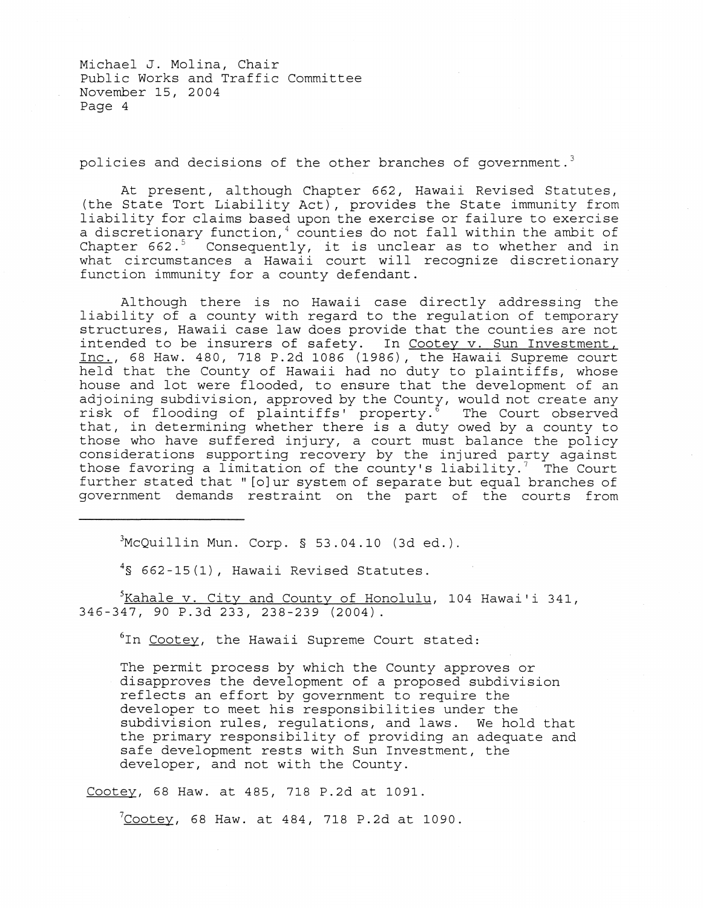policies and decisions of the other branches of government.[3]

At present, although Chapter 662, Hawaii Revised Statutes, (the State Tort Liability Act), provides the State immunity from liability for claims based upon the exercise or failure to exercise a discretionary function,[4] counties do not fall within the ambit of Chapter 662.[5] Consequently, it is unclear as to whether and in what circumstances a Hawaii court will recognize discretionary function immunity for a county defendant.

Although there is no Hawaii case directly addressing the liability of a county with regard to the regulation of temporary structures, Hawaii case law does provide that the counties are not intended to be insurers of safety. In Cootey v. Sun Investment, Inc., 68 Haw. 480, 718 P.2d 1086 (1986), the Hawaii Supreme court held that the County of Hawaii had no duty to plaintiffs, whose house and lot were flooded, to ensure that the development of an adjoining subdivision, approved by the County, would not create any risk of flooding of plaintiffs' property.[6] The Court observed that, in determining whether there is a duty owed by a county to those who have suffered injury, a court must balance the policy considerations supporting recovery by the injured party against those favoring a limitation of the county's liability.[7] The Court further stated that "[o]ur system of separate but equal branches of government demands restraint on the part of the courts from

---

[3]McQuillin Mun. Corp. § 53.04.10 (3d ed.).

[4]§ 662-15(1), Hawaii Revised Statutes.

[5]Kahale v. City and County of Honolulu, 104 Hawai'i 341, 346-347, 90 P.3d 233, 238-239 (2004).

[6]In Cootey, the Hawaii Supreme Court stated:

> The permit process by which the County approves or disapproves the development of a proposed subdivision reflects an effort by government to require the developer to meet his responsibilities under the subdivision rules, regulations, and laws. We hold that the primary responsibility of providing an adequate and safe development rests with Sun Investment, the developer, and not with the County.

Cootey, 68 Haw. at 485, 718 P.2d at 1091.

[7]Cootey, 68 Haw. at 484, 718 P.2d at 1090.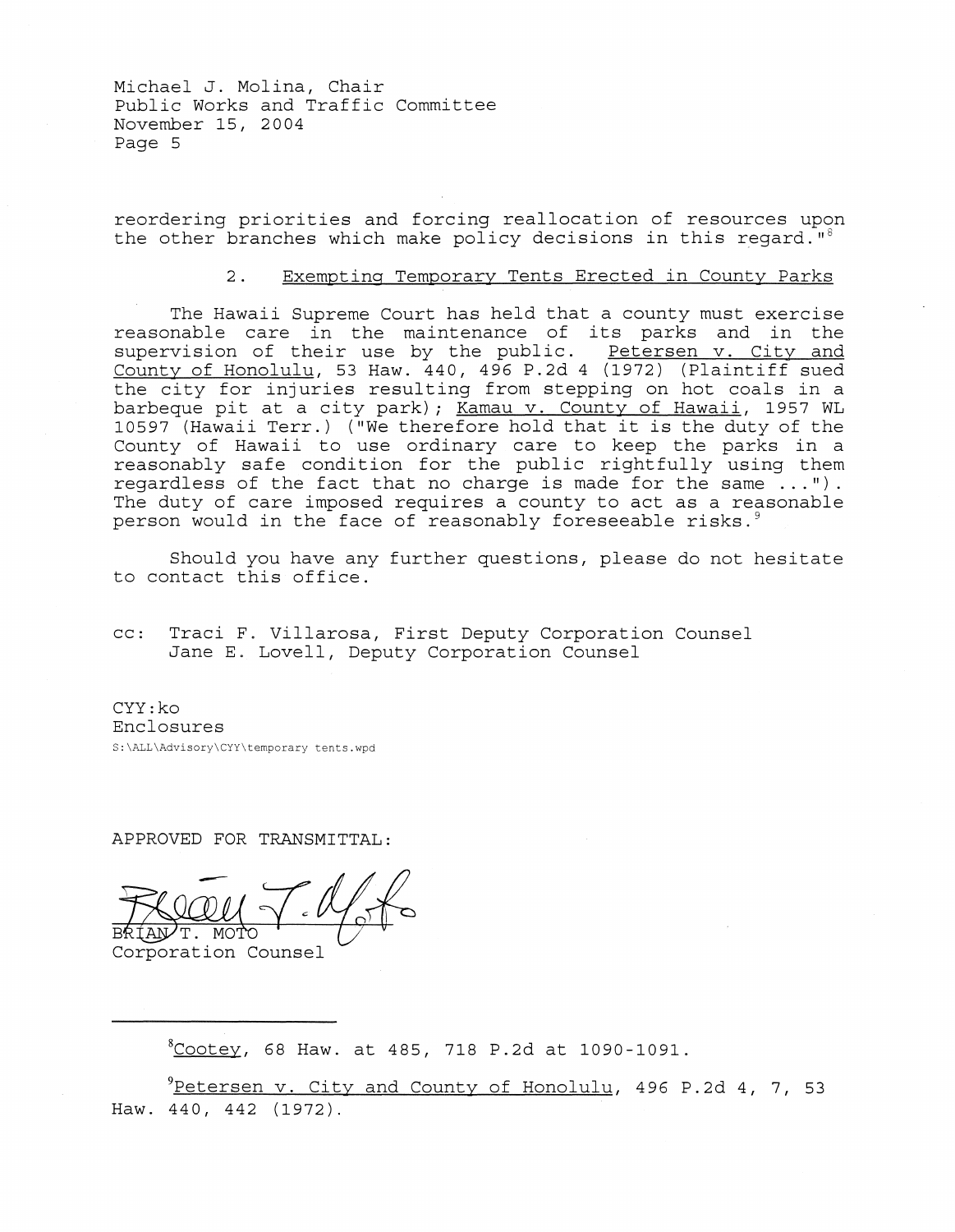reordering priorities and forcing reallocation of resources upon the other branches which make policy decisions in this regard."[8]

2. Exempting Temporary Tents Erected in County Parks

The Hawaii Supreme Court has held that a county must exercise reasonable care in the maintenance of its parks and in the supervision of their use by the public. Petersen v. City and County of Honolulu, 53 Haw. 440, 496 P.2d 4 (1972) (Plaintiff sued the city for injuries resulting from stepping on hot coals in a barbeque pit at a city park); Kamau v. County of Hawaii, 1957 WL 10597 (Hawaii Terr.) ("We therefore hold that it is the duty of the County of Hawaii to use ordinary care to keep the parks in a reasonably safe condition for the public rightfully using them regardless of the fact that no charge is made for the same ..."). The duty of care imposed requires a county to act as a reasonable person would in the face of reasonably foreseeable risks.[9]

Should you have any further questions, please do not hesitate to contact this office.

cc: Traci F. Villarosa, First Deputy Corporation Counsel
Jane E. Lovell, Deputy Corporation Counsel

CYY:ko
Enclosures
S:\ALL\Advisory\CYY\temporary tents.wpd

APPROVED FOR TRANSMITTAL:

BRIAN T. MOTO
Corporation Counsel

---

[8] Cootey, 68 Haw. at 485, 718 P.2d at 1090-1091.

[9] Petersen v. City and County of Honolulu, 496 P.2d 4, 7, 53 Haw. 440, 442 (1972).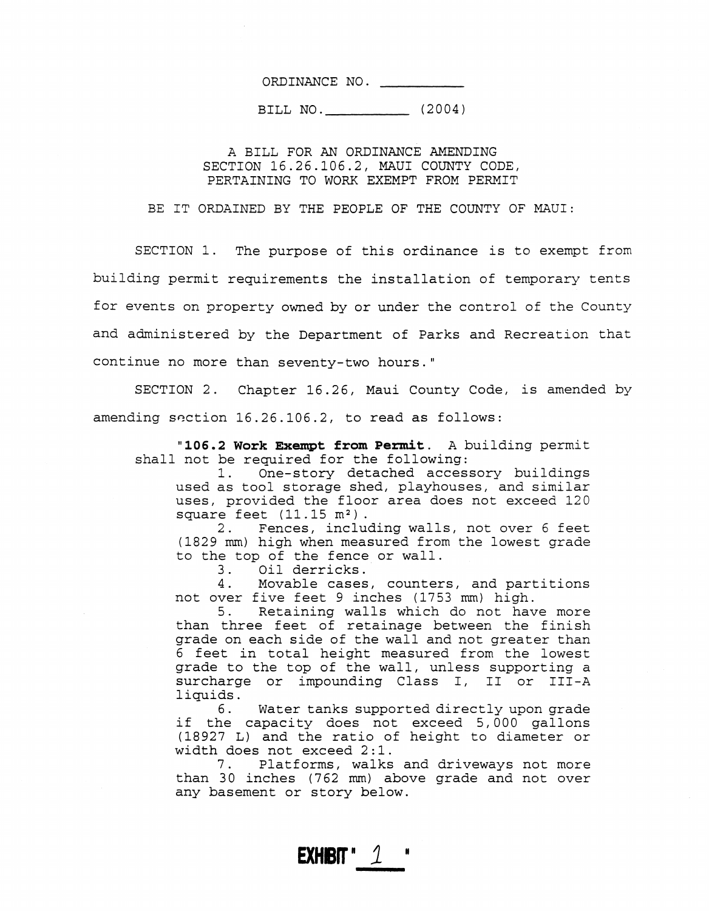ORDINANCE NO. __________

BILL NO. __________ (2004)

A BILL FOR AN ORDINANCE AMENDING SECTION 16.26.106.2, MAUI COUNTY CODE, PERTAINING TO WORK EXEMPT FROM PERMIT

BE IT ORDAINED BY THE PEOPLE OF THE COUNTY OF MAUI:

SECTION 1. The purpose of this ordinance is to exempt from building permit requirements the installation of temporary tents for events on property owned by or under the control of the County and administered by the Department of Parks and Recreation that continue no more than seventy-two hours."

SECTION 2. Chapter 16.26, Maui County Code, is amended by amending section 16.26.106.2, to read as follows:

"**106.2 Work Exempt from Permit**. A building permit shall not be required for the following:

1. One-story detached accessory buildings used as tool storage shed, playhouses, and similar uses, provided the floor area does not exceed 120 square feet (11.15 m²).
2. Fences, including walls, not over 6 feet (1829 mm) high when measured from the lowest grade to the top of the fence or wall.
3. Oil derricks.
4. Movable cases, counters, and partitions not over five feet 9 inches (1753 mm) high.
5. Retaining walls which do not have more than three feet of retainage between the finish grade on each side of the wall and not greater than 6 feet in total height measured from the lowest grade to the top of the wall, unless supporting a surcharge or impounding Class I, II or III-A liquids.
6. Water tanks supported directly upon grade if the capacity does not exceed 5,000 gallons (18927 L) and the ratio of height to diameter or width does not exceed 2:1.
7. Platforms, walks and driveways not more than 30 inches (762 mm) above grade and not over any basement or story below.

EXHIBIT " 1 "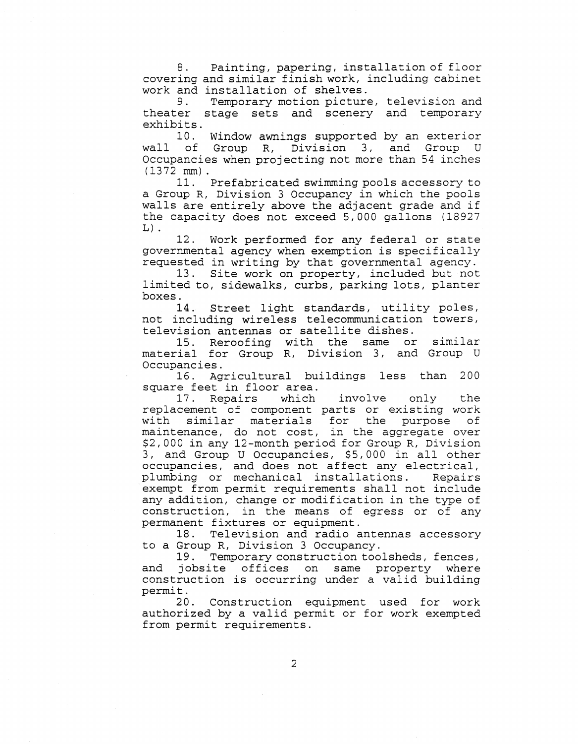8. Painting, papering, installation of floor covering and similar finish work, including cabinet work and installation of shelves.

9. Temporary motion picture, television and theater stage sets and scenery and temporary exhibits.

10. Window awnings supported by an exterior wall of Group R, Division 3, and Group U Occupancies when projecting not more than 54 inches (1372 mm).

11. Prefabricated swimming pools accessory to a Group R, Division 3 Occupancy in which the pools walls are entirely above the adjacent grade and if the capacity does not exceed 5,000 gallons (18927 L).

12. Work performed for any federal or state governmental agency when exemption is specifically requested in writing by that governmental agency.

13. Site work on property, included but not limited to, sidewalks, curbs, parking lots, planter boxes.

14. Street light standards, utility poles, not including wireless telecommunication towers, television antennas or satellite dishes.

15. Reroofing with the same or similar material for Group R, Division 3, and Group U Occupancies.

16. Agricultural buildings less than 200 square feet in floor area.

17. Repairs which involve only the replacement of component parts or existing work with similar materials for the purpose of maintenance, do not cost, in the aggregate over $2,000 in any 12-month period for Group R, Division 3, and Group U Occupancies, $5,000 in all other occupancies, and does not affect any electrical, plumbing or mechanical installations. Repairs exempt from permit requirements shall not include any addition, change or modification in the type of construction, in the means of egress or of any permanent fixtures or equipment.

18. Television and radio antennas accessory to a Group R, Division 3 Occupancy.

19. Temporary construction toolsheds, fences, and jobsite offices on same property where construction is occurring under a valid building permit.

20. Construction equipment used for work authorized by a valid permit or for work exempted from permit requirements.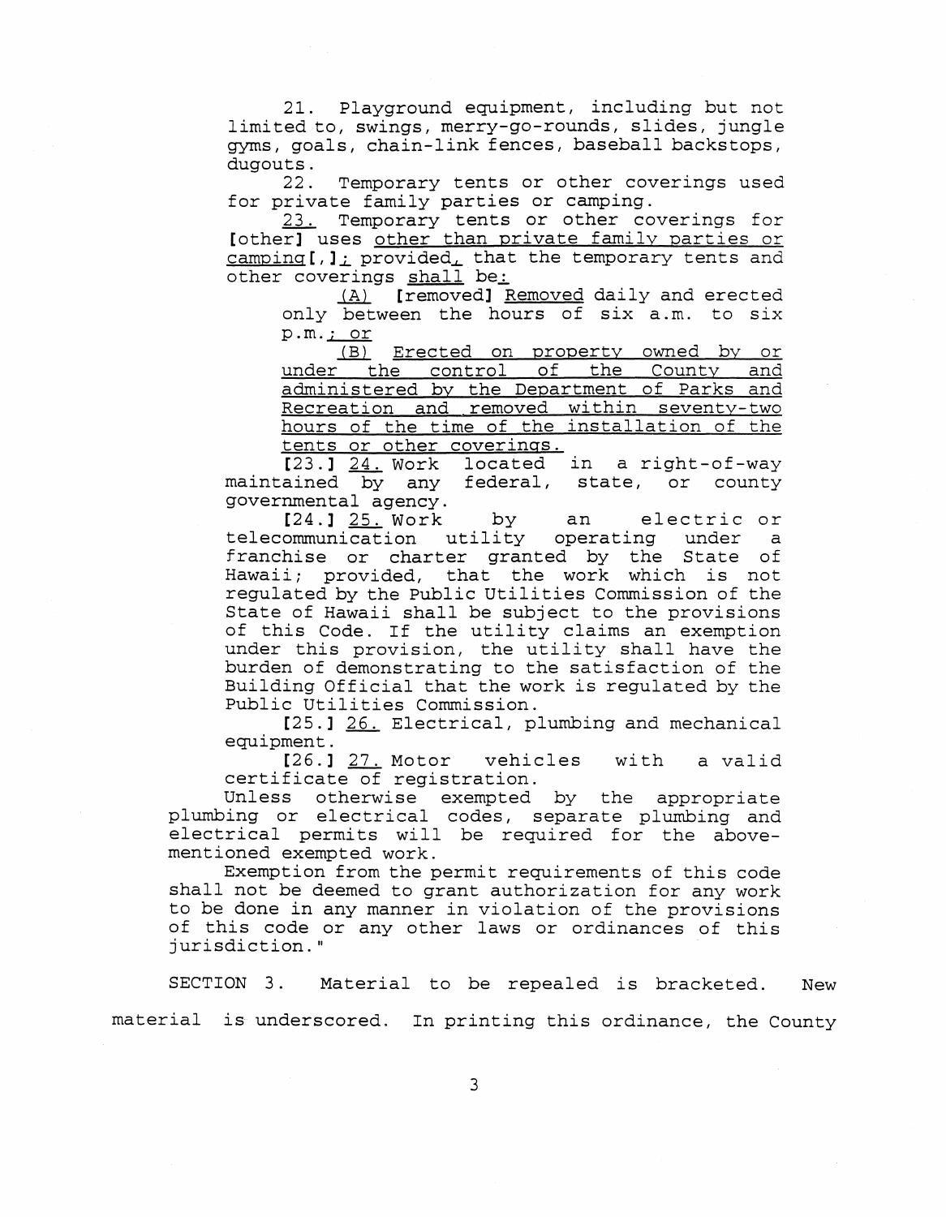21. Playground equipment, including but not limited to, swings, merry-go-rounds, slides, jungle gyms, goals, chain-link fences, baseball backstops, dugouts.

22. Temporary tents or other coverings used for private family parties or camping.

<u>23.</u> Temporary tents or other coverings for [other] uses <u>other than private family parties or camping</u>[,]<u>;</u> provided<u>,</u> that the temporary tents and other coverings <u>shall</u> be<u>:</u>

<u>(A)</u> [removed] <u>Removed</u> daily and erected only between the hours of six a.m. to six p.m.<u>; or</u>

<u>(B) Erected on property owned by or under the control of the County and administered by the Department of Parks and Recreation and removed within seventy-two hours of the time of the installation of the tents or other coverings.</u>

[23.] <u>24.</u> Work located in a right-of-way maintained by any federal, state, or county governmental agency.

[24.] <u>25.</u> Work by an electric or telecommunication utility operating under a franchise or charter granted by the State of Hawaii; provided, that the work which is not regulated by the Public Utilities Commission of the State of Hawaii shall be subject to the provisions of this Code. If the utility claims an exemption under this provision, the utility shall have the burden of demonstrating to the satisfaction of the Building Official that the work is regulated by the Public Utilities Commission.

[25.] <u>26.</u> Electrical, plumbing and mechanical equipment.

[26.] <u>27.</u> Motor vehicles with a valid certificate of registration.

Unless otherwise exempted by the appropriate plumbing or electrical codes, separate plumbing and electrical permits will be required for the above-mentioned exempted work.

Exemption from the permit requirements of this code shall not be deemed to grant authorization for any work to be done in any manner in violation of the provisions of this code or any other laws or ordinances of this jurisdiction."

SECTION 3. Material to be repealed is bracketed. New material is underscored. In printing this ordinance, the County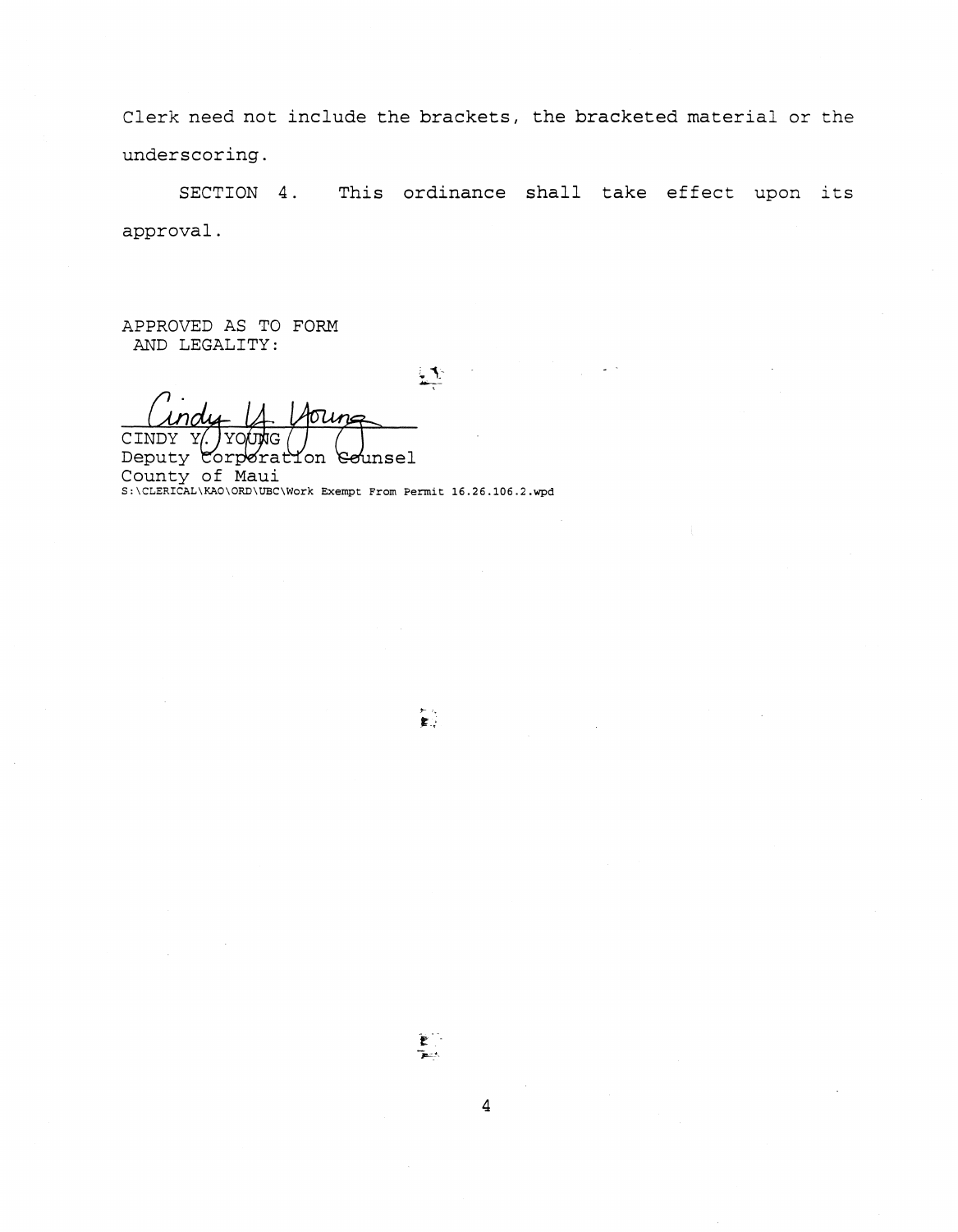Clerk need not include the brackets, the bracketed material or the underscoring.

SECTION 4. This ordinance shall take effect upon its approval.

APPROVED AS TO FORM
AND LEGALITY:

Cindy Y. Young

CINDY Y. YOUNG
Deputy Corporation Counsel
County of Maui
S:\CLERICAL\KAO\ORD\UBC\Work Exempt From Permit 16.26.106.2.wpd